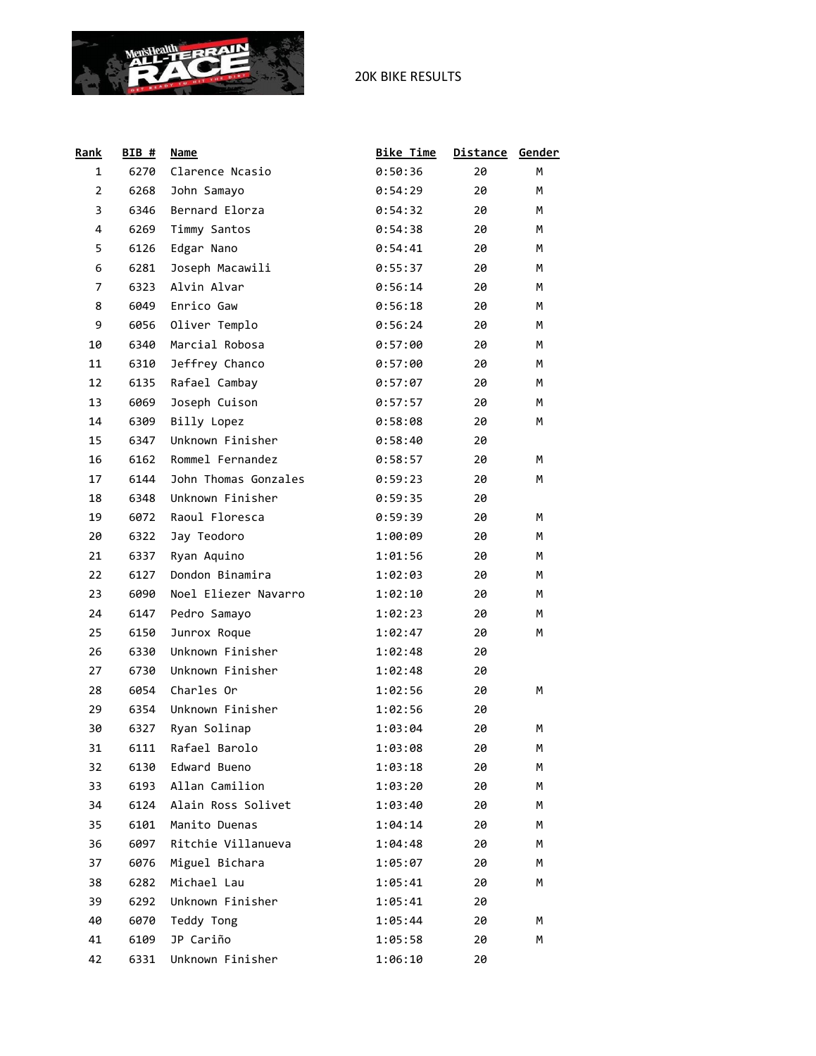# 20K BIKE RESULTS

| Rank | BIB # | Name | Bike Time | Distance | Gender |
|---|---|---|---|---|---|
| 1 | 6270 | Clarence Ncasio | 0:50:36 | 20 | M |
| 2 | 6268 | John Samayo | 0:54:29 | 20 | M |
| 3 | 6346 | Bernard Elorza | 0:54:32 | 20 | M |
| 4 | 6269 | Timmy Santos | 0:54:38 | 20 | M |
| 5 | 6126 | Edgar Nano | 0:54:41 | 20 | M |
| 6 | 6281 | Joseph Macawili | 0:55:37 | 20 | M |
| 7 | 6323 | Alvin Alvar | 0:56:14 | 20 | M |
| 8 | 6049 | Enrico Gaw | 0:56:18 | 20 | M |
| 9 | 6056 | Oliver Templo | 0:56:24 | 20 | M |
| 10 | 6340 | Marcial Robosa | 0:57:00 | 20 | M |
| 11 | 6310 | Jeffrey Chanco | 0:57:00 | 20 | M |
| 12 | 6135 | Rafael Cambay | 0:57:07 | 20 | M |
| 13 | 6069 | Joseph Cuison | 0:57:57 | 20 | M |
| 14 | 6309 | Billy Lopez | 0:58:08 | 20 | M |
| 15 | 6347 | Unknown Finisher | 0:58:40 | 20 | |
| 16 | 6162 | Rommel Fernandez | 0:58:57 | 20 | M |
| 17 | 6144 | John Thomas Gonzales | 0:59:23 | 20 | M |
| 18 | 6348 | Unknown Finisher | 0:59:35 | 20 | |
| 19 | 6072 | Raoul Floresca | 0:59:39 | 20 | M |
| 20 | 6322 | Jay Teodoro | 1:00:09 | 20 | M |
| 21 | 6337 | Ryan Aquino | 1:01:56 | 20 | M |
| 22 | 6127 | Dondon Binamira | 1:02:03 | 20 | M |
| 23 | 6090 | Noel Eliezer Navarro | 1:02:10 | 20 | M |
| 24 | 6147 | Pedro Samayo | 1:02:23 | 20 | M |
| 25 | 6150 | Junrox Roque | 1:02:47 | 20 | M |
| 26 | 6330 | Unknown Finisher | 1:02:48 | 20 | |
| 27 | 6730 | Unknown Finisher | 1:02:48 | 20 | |
| 28 | 6054 | Charles Or | 1:02:56 | 20 | M |
| 29 | 6354 | Unknown Finisher | 1:02:56 | 20 | |
| 30 | 6327 | Ryan Solinap | 1:03:04 | 20 | M |
| 31 | 6111 | Rafael Barolo | 1:03:08 | 20 | M |
| 32 | 6130 | Edward Bueno | 1:03:18 | 20 | M |
| 33 | 6193 | Allan Camilion | 1:03:20 | 20 | M |
| 34 | 6124 | Alain Ross Solivet | 1:03:40 | 20 | M |
| 35 | 6101 | Manito Duenas | 1:04:14 | 20 | M |
| 36 | 6097 | Ritchie Villanueva | 1:04:48 | 20 | M |
| 37 | 6076 | Miguel Bichara | 1:05:07 | 20 | M |
| 38 | 6282 | Michael Lau | 1:05:41 | 20 | M |
| 39 | 6292 | Unknown Finisher | 1:05:41 | 20 | |
| 40 | 6070 | Teddy Tong | 1:05:44 | 20 | M |
| 41 | 6109 | JP Cariño | 1:05:58 | 20 | M |
| 42 | 6331 | Unknown Finisher | 1:06:10 | 20 | |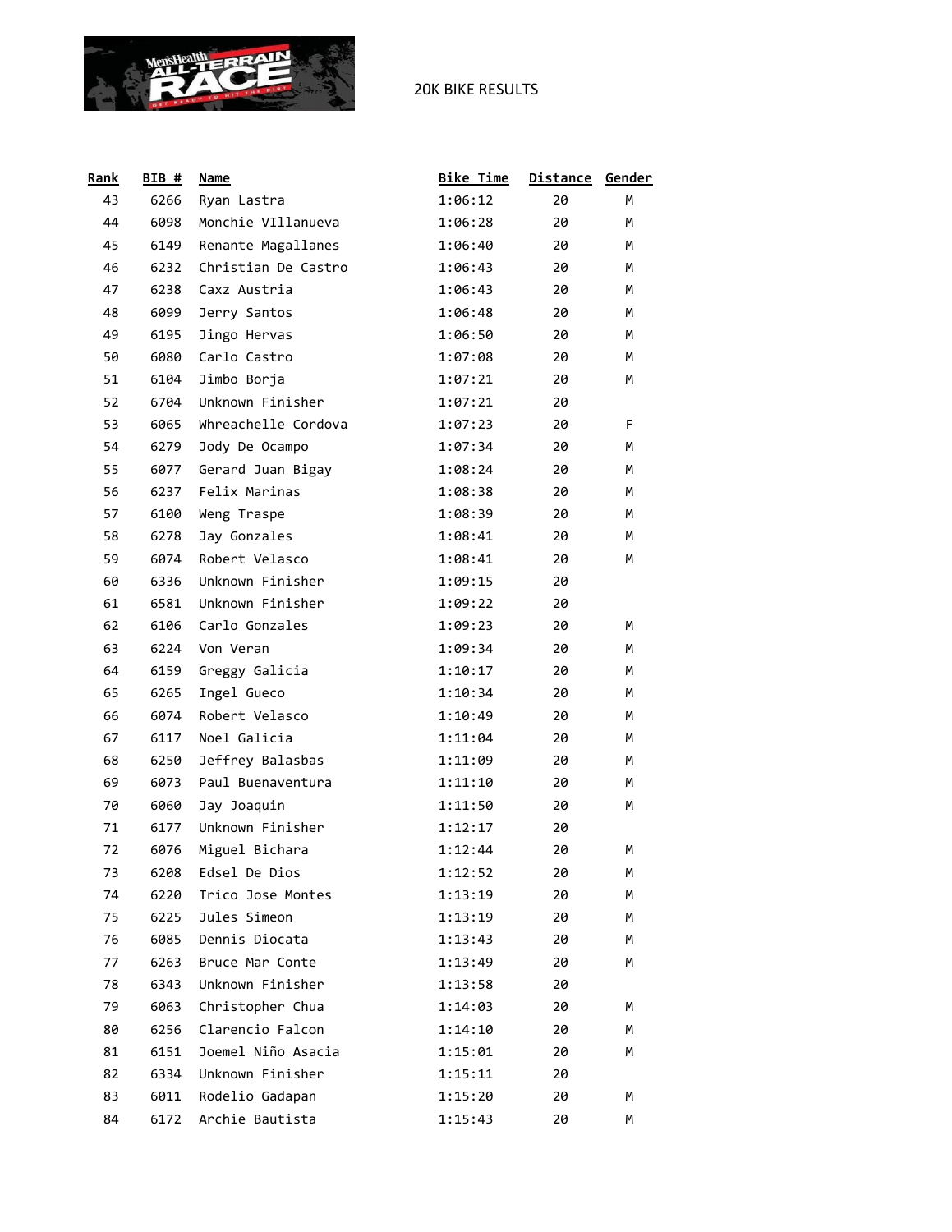# 20K BIKE RESULTS

| Rank | BIB # | Name | Bike Time | Distance | Gender |
|---|---|---|---|---|---|
| 43 | 6266 | Ryan Lastra | 1:06:12 | 20 | M |
| 44 | 6098 | Monchie VIllanueva | 1:06:28 | 20 | M |
| 45 | 6149 | Renante Magallanes | 1:06:40 | 20 | M |
| 46 | 6232 | Christian De Castro | 1:06:43 | 20 | M |
| 47 | 6238 | Caxz Austria | 1:06:43 | 20 | M |
| 48 | 6099 | Jerry Santos | 1:06:48 | 20 | M |
| 49 | 6195 | Jingo Hervas | 1:06:50 | 20 | M |
| 50 | 6080 | Carlo Castro | 1:07:08 | 20 | M |
| 51 | 6104 | Jimbo Borja | 1:07:21 | 20 | M |
| 52 | 6704 | Unknown Finisher | 1:07:21 | 20 | |
| 53 | 6065 | Whreachelle Cordova | 1:07:23 | 20 | F |
| 54 | 6279 | Jody De Ocampo | 1:07:34 | 20 | M |
| 55 | 6077 | Gerard Juan Bigay | 1:08:24 | 20 | M |
| 56 | 6237 | Felix Marinas | 1:08:38 | 20 | M |
| 57 | 6100 | Weng Traspe | 1:08:39 | 20 | M |
| 58 | 6278 | Jay Gonzales | 1:08:41 | 20 | M |
| 59 | 6074 | Robert Velasco | 1:08:41 | 20 | M |
| 60 | 6336 | Unknown Finisher | 1:09:15 | 20 | |
| 61 | 6581 | Unknown Finisher | 1:09:22 | 20 | |
| 62 | 6106 | Carlo Gonzales | 1:09:23 | 20 | M |
| 63 | 6224 | Von Veran | 1:09:34 | 20 | M |
| 64 | 6159 | Greggy Galicia | 1:10:17 | 20 | M |
| 65 | 6265 | Ingel Gueco | 1:10:34 | 20 | M |
| 66 | 6074 | Robert Velasco | 1:10:49 | 20 | M |
| 67 | 6117 | Noel Galicia | 1:11:04 | 20 | M |
| 68 | 6250 | Jeffrey Balasbas | 1:11:09 | 20 | M |
| 69 | 6073 | Paul Buenaventura | 1:11:10 | 20 | M |
| 70 | 6060 | Jay Joaquin | 1:11:50 | 20 | M |
| 71 | 6177 | Unknown Finisher | 1:12:17 | 20 | |
| 72 | 6076 | Miguel Bichara | 1:12:44 | 20 | M |
| 73 | 6208 | Edsel De Dios | 1:12:52 | 20 | M |
| 74 | 6220 | Trico Jose Montes | 1:13:19 | 20 | M |
| 75 | 6225 | Jules Simeon | 1:13:19 | 20 | M |
| 76 | 6085 | Dennis Diocata | 1:13:43 | 20 | M |
| 77 | 6263 | Bruce Mar Conte | 1:13:49 | 20 | M |
| 78 | 6343 | Unknown Finisher | 1:13:58 | 20 | |
| 79 | 6063 | Christopher Chua | 1:14:03 | 20 | M |
| 80 | 6256 | Clarencio Falcon | 1:14:10 | 20 | M |
| 81 | 6151 | Joemel Niño Asacia | 1:15:01 | 20 | M |
| 82 | 6334 | Unknown Finisher | 1:15:11 | 20 | |
| 83 | 6011 | Rodelio Gadapan | 1:15:20 | 20 | M |
| 84 | 6172 | Archie Bautista | 1:15:43 | 20 | M |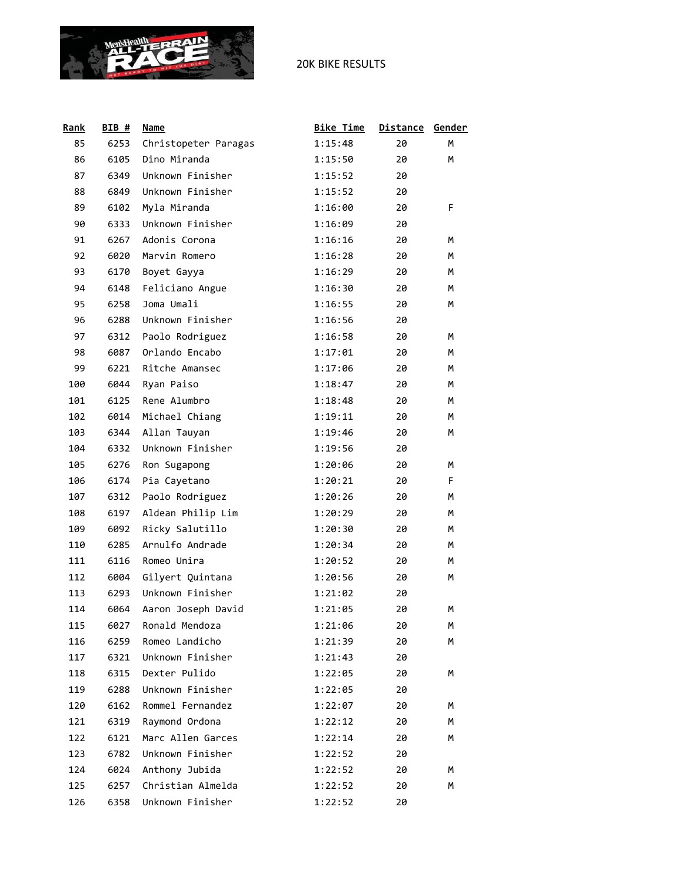20K BIKE RESULTS

| Rank | BIB # | Name | Bike Time | Distance | Gender |
|---|---|---|---|---|---|
| 85 | 6253 | Christopeter Paragas | 1:15:48 | 20 | M |
| 86 | 6105 | Dino Miranda | 1:15:50 | 20 | M |
| 87 | 6349 | Unknown Finisher | 1:15:52 | 20 | |
| 88 | 6849 | Unknown Finisher | 1:15:52 | 20 | |
| 89 | 6102 | Myla Miranda | 1:16:00 | 20 | F |
| 90 | 6333 | Unknown Finisher | 1:16:09 | 20 | |
| 91 | 6267 | Adonis Corona | 1:16:16 | 20 | M |
| 92 | 6020 | Marvin Romero | 1:16:28 | 20 | M |
| 93 | 6170 | Boyet Gayya | 1:16:29 | 20 | M |
| 94 | 6148 | Feliciano Angue | 1:16:30 | 20 | M |
| 95 | 6258 | Joma Umali | 1:16:55 | 20 | M |
| 96 | 6288 | Unknown Finisher | 1:16:56 | 20 | |
| 97 | 6312 | Paolo Rodriguez | 1:16:58 | 20 | M |
| 98 | 6087 | Orlando Encabo | 1:17:01 | 20 | M |
| 99 | 6221 | Ritche Amansec | 1:17:06 | 20 | M |
| 100 | 6044 | Ryan Paiso | 1:18:47 | 20 | M |
| 101 | 6125 | Rene Alumbro | 1:18:48 | 20 | M |
| 102 | 6014 | Michael Chiang | 1:19:11 | 20 | M |
| 103 | 6344 | Allan Tauyan | 1:19:46 | 20 | M |
| 104 | 6332 | Unknown Finisher | 1:19:56 | 20 | |
| 105 | 6276 | Ron Sugapong | 1:20:06 | 20 | M |
| 106 | 6174 | Pia Cayetano | 1:20:21 | 20 | F |
| 107 | 6312 | Paolo Rodriguez | 1:20:26 | 20 | M |
| 108 | 6197 | Aldean Philip Lim | 1:20:29 | 20 | M |
| 109 | 6092 | Ricky Salutillo | 1:20:30 | 20 | M |
| 110 | 6285 | Arnulfo Andrade | 1:20:34 | 20 | M |
| 111 | 6116 | Romeo Unira | 1:20:52 | 20 | M |
| 112 | 6004 | Gilyert Quintana | 1:20:56 | 20 | M |
| 113 | 6293 | Unknown Finisher | 1:21:02 | 20 | |
| 114 | 6064 | Aaron Joseph David | 1:21:05 | 20 | M |
| 115 | 6027 | Ronald Mendoza | 1:21:06 | 20 | M |
| 116 | 6259 | Romeo Landicho | 1:21:39 | 20 | M |
| 117 | 6321 | Unknown Finisher | 1:21:43 | 20 | |
| 118 | 6315 | Dexter Pulido | 1:22:05 | 20 | M |
| 119 | 6288 | Unknown Finisher | 1:22:05 | 20 | |
| 120 | 6162 | Rommel Fernandez | 1:22:07 | 20 | M |
| 121 | 6319 | Raymond Ordona | 1:22:12 | 20 | M |
| 122 | 6121 | Marc Allen Garces | 1:22:14 | 20 | M |
| 123 | 6782 | Unknown Finisher | 1:22:52 | 20 | |
| 124 | 6024 | Anthony Jubida | 1:22:52 | 20 | M |
| 125 | 6257 | Christian Almelda | 1:22:52 | 20 | M |
| 126 | 6358 | Unknown Finisher | 1:22:52 | 20 | |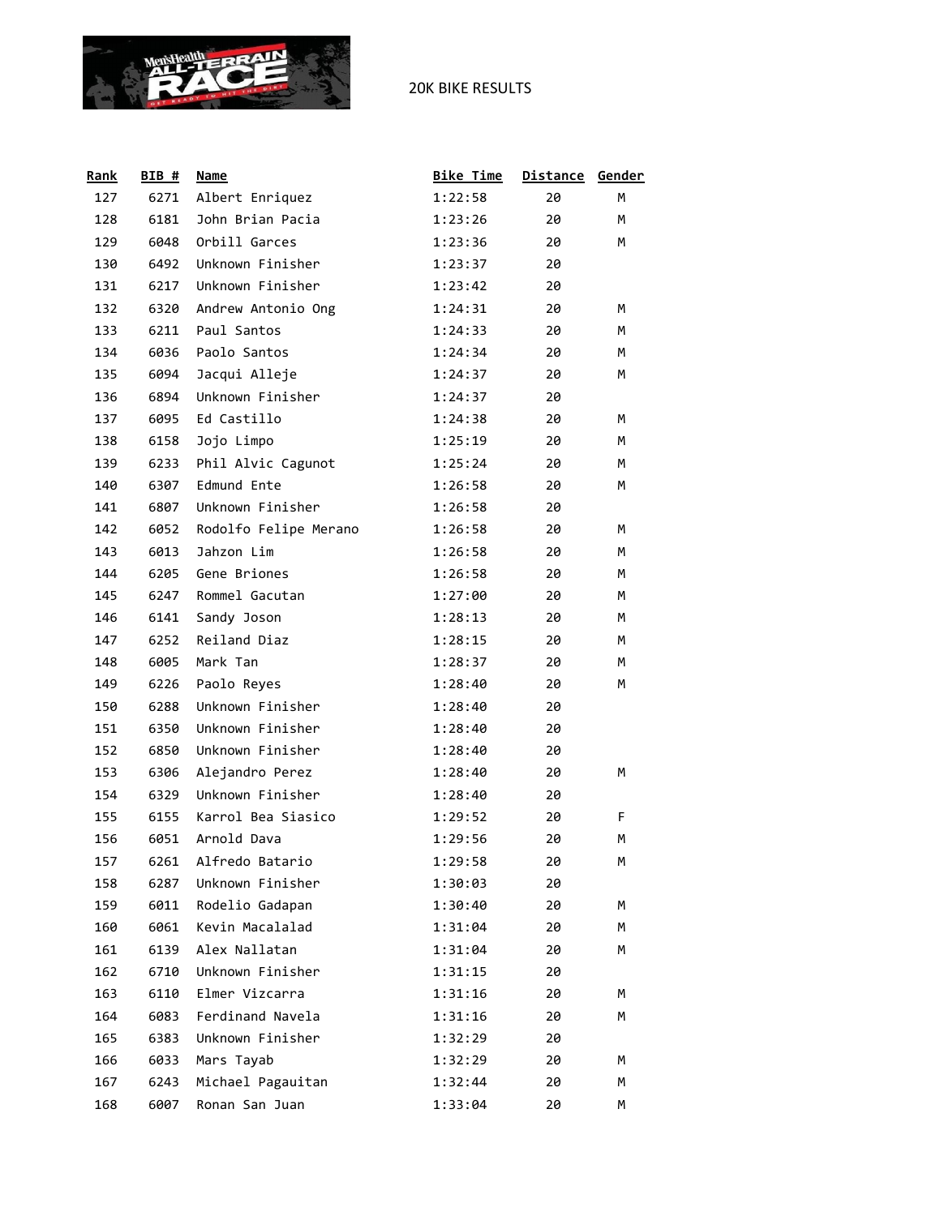# 20K BIKE RESULTS

| Rank | BIB # | Name | Bike Time | Distance | Gender |
|---|---|---|---|---|---|
| 127 | 6271 | Albert Enriquez | 1:22:58 | 20 | M |
| 128 | 6181 | John Brian Pacia | 1:23:26 | 20 | M |
| 129 | 6048 | Orbill Garces | 1:23:36 | 20 | M |
| 130 | 6492 | Unknown Finisher | 1:23:37 | 20 | |
| 131 | 6217 | Unknown Finisher | 1:23:42 | 20 | |
| 132 | 6320 | Andrew Antonio Ong | 1:24:31 | 20 | M |
| 133 | 6211 | Paul Santos | 1:24:33 | 20 | M |
| 134 | 6036 | Paolo Santos | 1:24:34 | 20 | M |
| 135 | 6094 | Jacqui Alleje | 1:24:37 | 20 | M |
| 136 | 6894 | Unknown Finisher | 1:24:37 | 20 | |
| 137 | 6095 | Ed Castillo | 1:24:38 | 20 | M |
| 138 | 6158 | Jojo Limpo | 1:25:19 | 20 | M |
| 139 | 6233 | Phil Alvic Cagunot | 1:25:24 | 20 | M |
| 140 | 6307 | Edmund Ente | 1:26:58 | 20 | M |
| 141 | 6807 | Unknown Finisher | 1:26:58 | 20 | |
| 142 | 6052 | Rodolfo Felipe Merano | 1:26:58 | 20 | M |
| 143 | 6013 | Jahzon Lim | 1:26:58 | 20 | M |
| 144 | 6205 | Gene Briones | 1:26:58 | 20 | M |
| 145 | 6247 | Rommel Gacutan | 1:27:00 | 20 | M |
| 146 | 6141 | Sandy Joson | 1:28:13 | 20 | M |
| 147 | 6252 | Reiland Diaz | 1:28:15 | 20 | M |
| 148 | 6005 | Mark Tan | 1:28:37 | 20 | M |
| 149 | 6226 | Paolo Reyes | 1:28:40 | 20 | M |
| 150 | 6288 | Unknown Finisher | 1:28:40 | 20 | |
| 151 | 6350 | Unknown Finisher | 1:28:40 | 20 | |
| 152 | 6850 | Unknown Finisher | 1:28:40 | 20 | |
| 153 | 6306 | Alejandro Perez | 1:28:40 | 20 | M |
| 154 | 6329 | Unknown Finisher | 1:28:40 | 20 | |
| 155 | 6155 | Karrol Bea Siasico | 1:29:52 | 20 | F |
| 156 | 6051 | Arnold Dava | 1:29:56 | 20 | M |
| 157 | 6261 | Alfredo Batario | 1:29:58 | 20 | M |
| 158 | 6287 | Unknown Finisher | 1:30:03 | 20 | |
| 159 | 6011 | Rodelio Gadapan | 1:30:40 | 20 | M |
| 160 | 6061 | Kevin Macalalad | 1:31:04 | 20 | M |
| 161 | 6139 | Alex Nallatan | 1:31:04 | 20 | M |
| 162 | 6710 | Unknown Finisher | 1:31:15 | 20 | |
| 163 | 6110 | Elmer Vizcarra | 1:31:16 | 20 | M |
| 164 | 6083 | Ferdinand Navela | 1:31:16 | 20 | M |
| 165 | 6383 | Unknown Finisher | 1:32:29 | 20 | |
| 166 | 6033 | Mars Tayab | 1:32:29 | 20 | M |
| 167 | 6243 | Michael Pagauitan | 1:32:44 | 20 | M |
| 168 | 6007 | Ronan San Juan | 1:33:04 | 20 | M |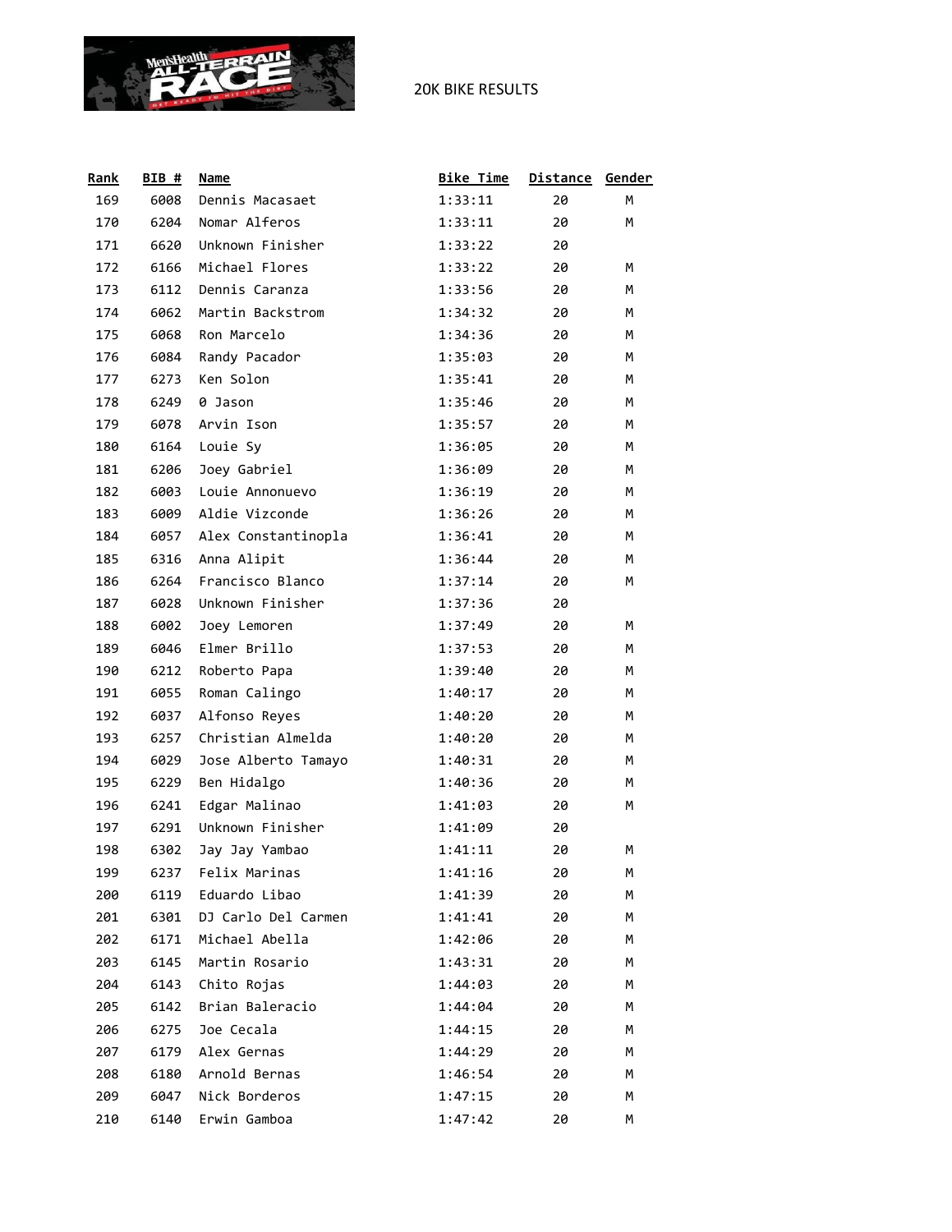20K BIKE RESULTS

| Rank | BIB # | Name | Bike Time | Distance | Gender |
|---|---|---|---|---|---|
| 169 | 6008 | Dennis Macasaet | 1:33:11 | 20 | M |
| 170 | 6204 | Nomar Alferos | 1:33:11 | 20 | M |
| 171 | 6620 | Unknown Finisher | 1:33:22 | 20 | |
| 172 | 6166 | Michael Flores | 1:33:22 | 20 | M |
| 173 | 6112 | Dennis Caranza | 1:33:56 | 20 | M |
| 174 | 6062 | Martin Backstrom | 1:34:32 | 20 | M |
| 175 | 6068 | Ron Marcelo | 1:34:36 | 20 | M |
| 176 | 6084 | Randy Pacador | 1:35:03 | 20 | M |
| 177 | 6273 | Ken Solon | 1:35:41 | 20 | M |
| 178 | 6249 | 0 Jason | 1:35:46 | 20 | M |
| 179 | 6078 | Arvin Ison | 1:35:57 | 20 | M |
| 180 | 6164 | Louie Sy | 1:36:05 | 20 | M |
| 181 | 6206 | Joey Gabriel | 1:36:09 | 20 | M |
| 182 | 6003 | Louie Annonuevo | 1:36:19 | 20 | M |
| 183 | 6009 | Aldie Vizconde | 1:36:26 | 20 | M |
| 184 | 6057 | Alex Constantinopla | 1:36:41 | 20 | M |
| 185 | 6316 | Anna Alipit | 1:36:44 | 20 | M |
| 186 | 6264 | Francisco Blanco | 1:37:14 | 20 | M |
| 187 | 6028 | Unknown Finisher | 1:37:36 | 20 | |
| 188 | 6002 | Joey Lemoren | 1:37:49 | 20 | M |
| 189 | 6046 | Elmer Brillo | 1:37:53 | 20 | M |
| 190 | 6212 | Roberto Papa | 1:39:40 | 20 | M |
| 191 | 6055 | Roman Calingo | 1:40:17 | 20 | M |
| 192 | 6037 | Alfonso Reyes | 1:40:20 | 20 | M |
| 193 | 6257 | Christian Almelda | 1:40:20 | 20 | M |
| 194 | 6029 | Jose Alberto Tamayo | 1:40:31 | 20 | M |
| 195 | 6229 | Ben Hidalgo | 1:40:36 | 20 | M |
| 196 | 6241 | Edgar Malinao | 1:41:03 | 20 | M |
| 197 | 6291 | Unknown Finisher | 1:41:09 | 20 | |
| 198 | 6302 | Jay Jay Yambao | 1:41:11 | 20 | M |
| 199 | 6237 | Felix Marinas | 1:41:16 | 20 | M |
| 200 | 6119 | Eduardo Libao | 1:41:39 | 20 | M |
| 201 | 6301 | DJ Carlo Del Carmen | 1:41:41 | 20 | M |
| 202 | 6171 | Michael Abella | 1:42:06 | 20 | M |
| 203 | 6145 | Martin Rosario | 1:43:31 | 20 | M |
| 204 | 6143 | Chito Rojas | 1:44:03 | 20 | M |
| 205 | 6142 | Brian Baleracio | 1:44:04 | 20 | M |
| 206 | 6275 | Joe Cecala | 1:44:15 | 20 | M |
| 207 | 6179 | Alex Gernas | 1:44:29 | 20 | M |
| 208 | 6180 | Arnold Bernas | 1:46:54 | 20 | M |
| 209 | 6047 | Nick Borderos | 1:47:15 | 20 | M |
| 210 | 6140 | Erwin Gamboa | 1:47:42 | 20 | M |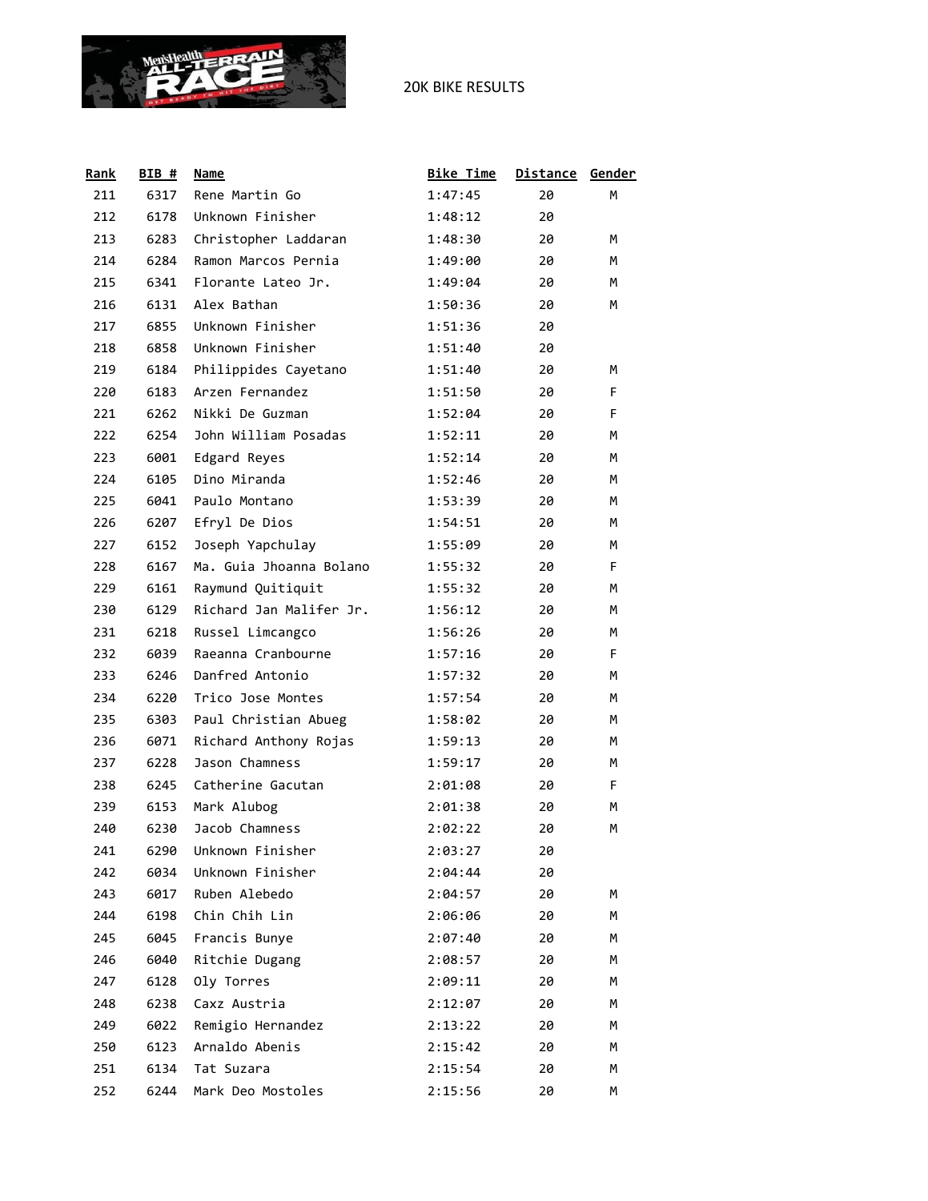# 20K BIKE RESULTS

| Rank | BIB # | Name | Bike Time | Distance | Gender |
|---|---|---|---|---|---|
| 211 | 6317 | Rene Martin Go | 1:47:45 | 20 | M |
| 212 | 6178 | Unknown Finisher | 1:48:12 | 20 | |
| 213 | 6283 | Christopher Laddaran | 1:48:30 | 20 | M |
| 214 | 6284 | Ramon Marcos Pernia | 1:49:00 | 20 | M |
| 215 | 6341 | Florante Lateo Jr. | 1:49:04 | 20 | M |
| 216 | 6131 | Alex Bathan | 1:50:36 | 20 | M |
| 217 | 6855 | Unknown Finisher | 1:51:36 | 20 | |
| 218 | 6858 | Unknown Finisher | 1:51:40 | 20 | |
| 219 | 6184 | Philippides Cayetano | 1:51:40 | 20 | M |
| 220 | 6183 | Arzen Fernandez | 1:51:50 | 20 | F |
| 221 | 6262 | Nikki De Guzman | 1:52:04 | 20 | F |
| 222 | 6254 | John William Posadas | 1:52:11 | 20 | M |
| 223 | 6001 | Edgard Reyes | 1:52:14 | 20 | M |
| 224 | 6105 | Dino Miranda | 1:52:46 | 20 | M |
| 225 | 6041 | Paulo Montano | 1:53:39 | 20 | M |
| 226 | 6207 | Efryl De Dios | 1:54:51 | 20 | M |
| 227 | 6152 | Joseph Yapchulay | 1:55:09 | 20 | M |
| 228 | 6167 | Ma. Guia Jhoanna Bolano | 1:55:32 | 20 | F |
| 229 | 6161 | Raymund Quitiquit | 1:55:32 | 20 | M |
| 230 | 6129 | Richard Jan Malifer Jr. | 1:56:12 | 20 | M |
| 231 | 6218 | Russel Limcangco | 1:56:26 | 20 | M |
| 232 | 6039 | Raeanna Cranbourne | 1:57:16 | 20 | F |
| 233 | 6246 | Danfred Antonio | 1:57:32 | 20 | M |
| 234 | 6220 | Trico Jose Montes | 1:57:54 | 20 | M |
| 235 | 6303 | Paul Christian Abueg | 1:58:02 | 20 | M |
| 236 | 6071 | Richard Anthony Rojas | 1:59:13 | 20 | M |
| 237 | 6228 | Jason Chamness | 1:59:17 | 20 | M |
| 238 | 6245 | Catherine Gacutan | 2:01:08 | 20 | F |
| 239 | 6153 | Mark Alubog | 2:01:38 | 20 | M |
| 240 | 6230 | Jacob Chamness | 2:02:22 | 20 | M |
| 241 | 6290 | Unknown Finisher | 2:03:27 | 20 | |
| 242 | 6034 | Unknown Finisher | 2:04:44 | 20 | |
| 243 | 6017 | Ruben Alebedo | 2:04:57 | 20 | M |
| 244 | 6198 | Chin Chih Lin | 2:06:06 | 20 | M |
| 245 | 6045 | Francis Bunye | 2:07:40 | 20 | M |
| 246 | 6040 | Ritchie Dugang | 2:08:57 | 20 | M |
| 247 | 6128 | Oly Torres | 2:09:11 | 20 | M |
| 248 | 6238 | Caxz Austria | 2:12:07 | 20 | M |
| 249 | 6022 | Remigio Hernandez | 2:13:22 | 20 | M |
| 250 | 6123 | Arnaldo Abenis | 2:15:42 | 20 | M |
| 251 | 6134 | Tat Suzara | 2:15:54 | 20 | M |
| 252 | 6244 | Mark Deo Mostoles | 2:15:56 | 20 | M |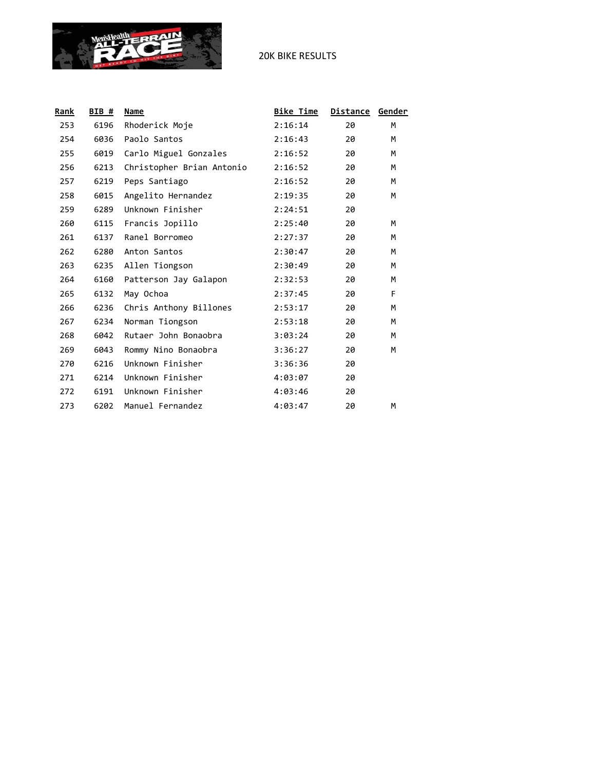20K BIKE RESULTS

| Rank | BIB # | Name | Bike Time | Distance | Gender |
|---|---|---|---|---|---|
| 253 | 6196 | Rhoderick Moje | 2:16:14 | 20 | M |
| 254 | 6036 | Paolo Santos | 2:16:43 | 20 | M |
| 255 | 6019 | Carlo Miguel Gonzales | 2:16:52 | 20 | M |
| 256 | 6213 | Christopher Brian Antonio | 2:16:52 | 20 | M |
| 257 | 6219 | Peps Santiago | 2:16:52 | 20 | M |
| 258 | 6015 | Angelito Hernandez | 2:19:35 | 20 | M |
| 259 | 6289 | Unknown Finisher | 2:24:51 | 20 | |
| 260 | 6115 | Francis Jopillo | 2:25:40 | 20 | M |
| 261 | 6137 | Ranel Borromeo | 2:27:37 | 20 | M |
| 262 | 6280 | Anton Santos | 2:30:47 | 20 | M |
| 263 | 6235 | Allen Tiongson | 2:30:49 | 20 | M |
| 264 | 6160 | Patterson Jay Galapon | 2:32:53 | 20 | M |
| 265 | 6132 | May Ochoa | 2:37:45 | 20 | F |
| 266 | 6236 | Chris Anthony Billones | 2:53:17 | 20 | M |
| 267 | 6234 | Norman Tiongson | 2:53:18 | 20 | M |
| 268 | 6042 | Rutaer John Bonaobra | 3:03:24 | 20 | M |
| 269 | 6043 | Rommy Nino Bonaobra | 3:36:27 | 20 | M |
| 270 | 6216 | Unknown Finisher | 3:36:36 | 20 | |
| 271 | 6214 | Unknown Finisher | 4:03:07 | 20 | |
| 272 | 6191 | Unknown Finisher | 4:03:46 | 20 | |
| 273 | 6202 | Manuel Fernandez | 4:03:47 | 20 | M |